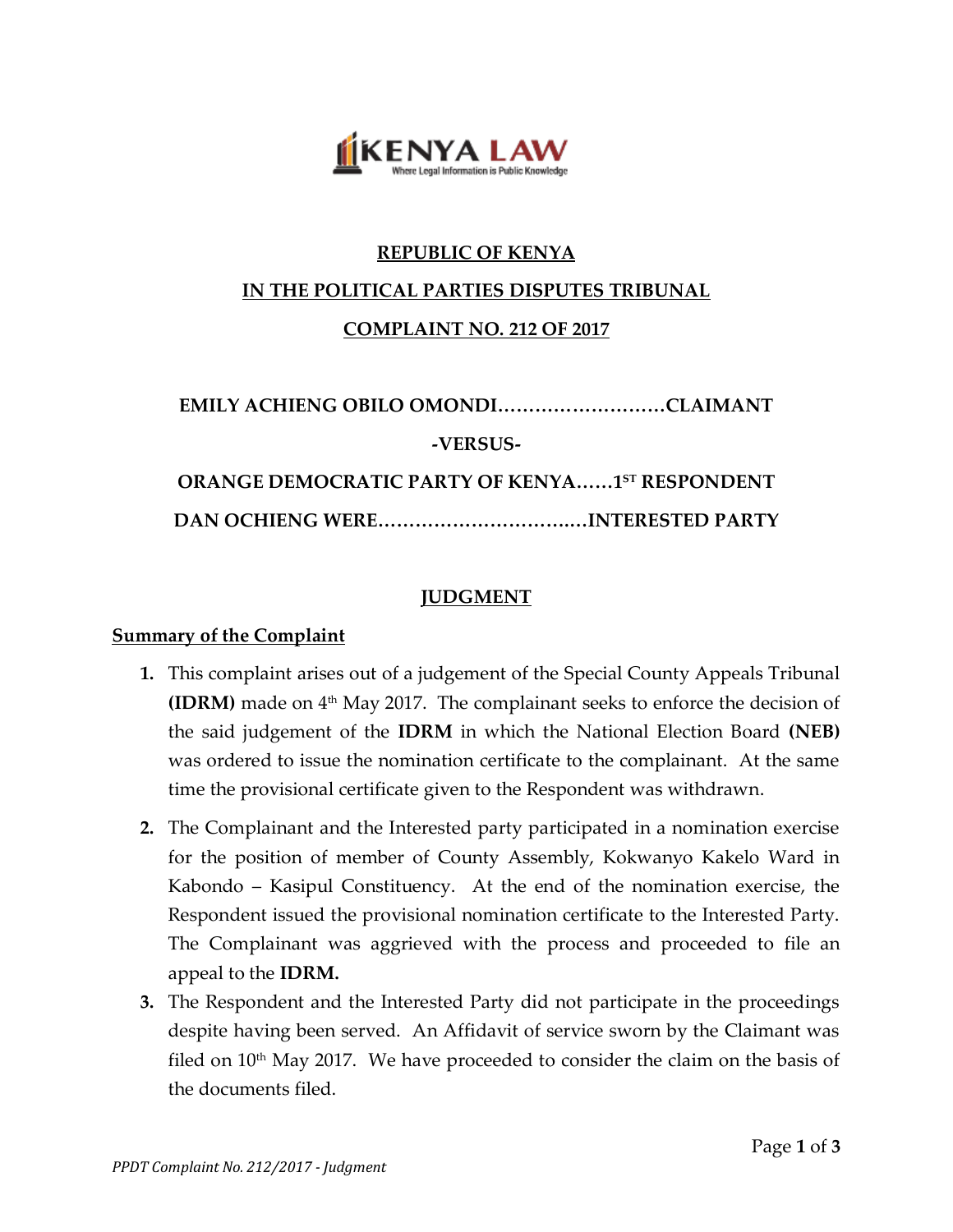**REPUBLIC OF KENYA**

**IN THE POLITICAL PARTIES DISPUTES TRIBUNAL**

**COMPLAINT NO. 212 OF 2017**

**EMILY ACHIENG OBILO OMONDI………………………CLAIMANT**

**-VERSUS-**

**ORANGE DEMOCRATIC PARTY OF KENYA……1ST RESPONDENT**

**DAN OCHIENG WERE……………………………INTERESTED PARTY**

## JUDGMENT

### Summary of the Complaint

1. This complaint arises out of a judgement of the Special County Appeals Tribunal **(IDRM)** made on 4th May 2017. The complainant seeks to enforce the decision of the said judgement of the **IDRM** in which the National Election Board **(NEB)** was ordered to issue the nomination certificate to the complainant. At the same time the provisional certificate given to the Respondent was withdrawn.

2. The Complainant and the Interested party participated in a nomination exercise for the position of member of County Assembly, Kokwanyo Kakelo Ward in Kabondo – Kasipul Constituency. At the end of the nomination exercise, the Respondent issued the provisional nomination certificate to the Interested Party. The Complainant was aggrieved with the process and proceeded to file an appeal to the **IDRM.**

3. The Respondent and the Interested Party did not participate in the proceedings despite having been served. An Affidavit of service sworn by the Claimant was filed on 10th May 2017. We have proceeded to consider the claim on the basis of the documents filed.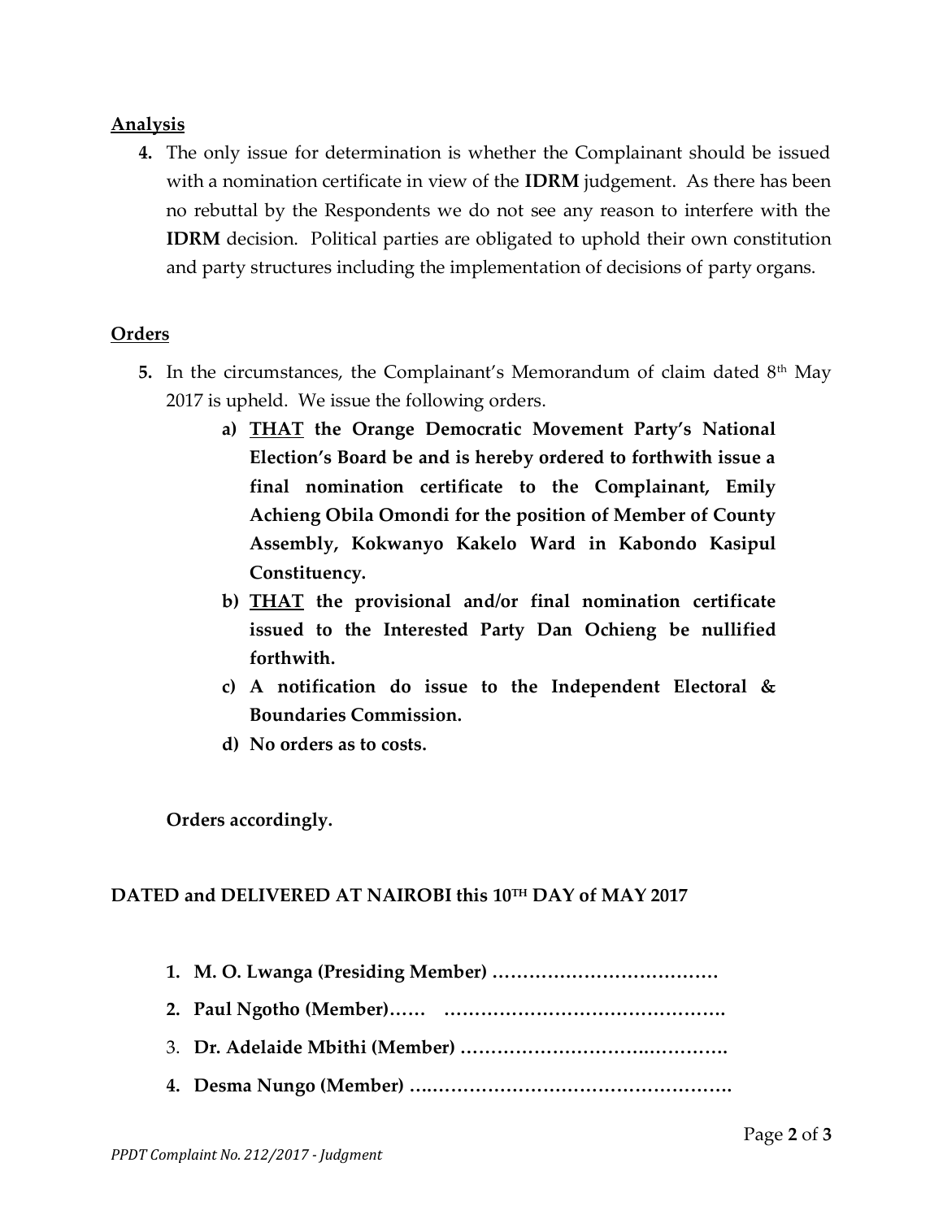**Analysis**

4. The only issue for determination is whether the Complainant should be issued with a nomination certificate in view of the **IDRM** judgement. As there has been no rebuttal by the Respondents we do not see any reason to interfere with the **IDRM** decision. Political parties are obligated to uphold their own constitution and party structures including the implementation of decisions of party organs.

**Orders**

5. In the circumstances, the Complainant's Memorandum of claim dated 8th May 2017 is upheld. We issue the following orders.

   a) **THAT the Orange Democratic Movement Party's National Election's Board be and is hereby ordered to forthwith issue a final nomination certificate to the Complainant, Emily Achieng Obila Omondi for the position of Member of County Assembly, Kokwanyo Kakelo Ward in Kabondo Kasipul Constituency.**

   b) **THAT the provisional and/or final nomination certificate issued to the Interested Party Dan Ochieng be nullified forthwith.**

   c) **A notification do issue to the Independent Electoral & Boundaries Commission.**

   d) **No orders as to costs.**

**Orders accordingly.**

**DATED and DELIVERED AT NAIROBI this 10TH DAY of MAY 2017**

1. **M. O. Lwanga (Presiding Member) ………………………………**
2. **Paul Ngotho (Member)…… ……………………………………….**
3. **Dr. Adelaide Mbithi (Member) ……………………….………….**
4. **Desma Nungo (Member) ….……………………………………….**

*PPDT Complaint No. 212/2017 - Judgment*